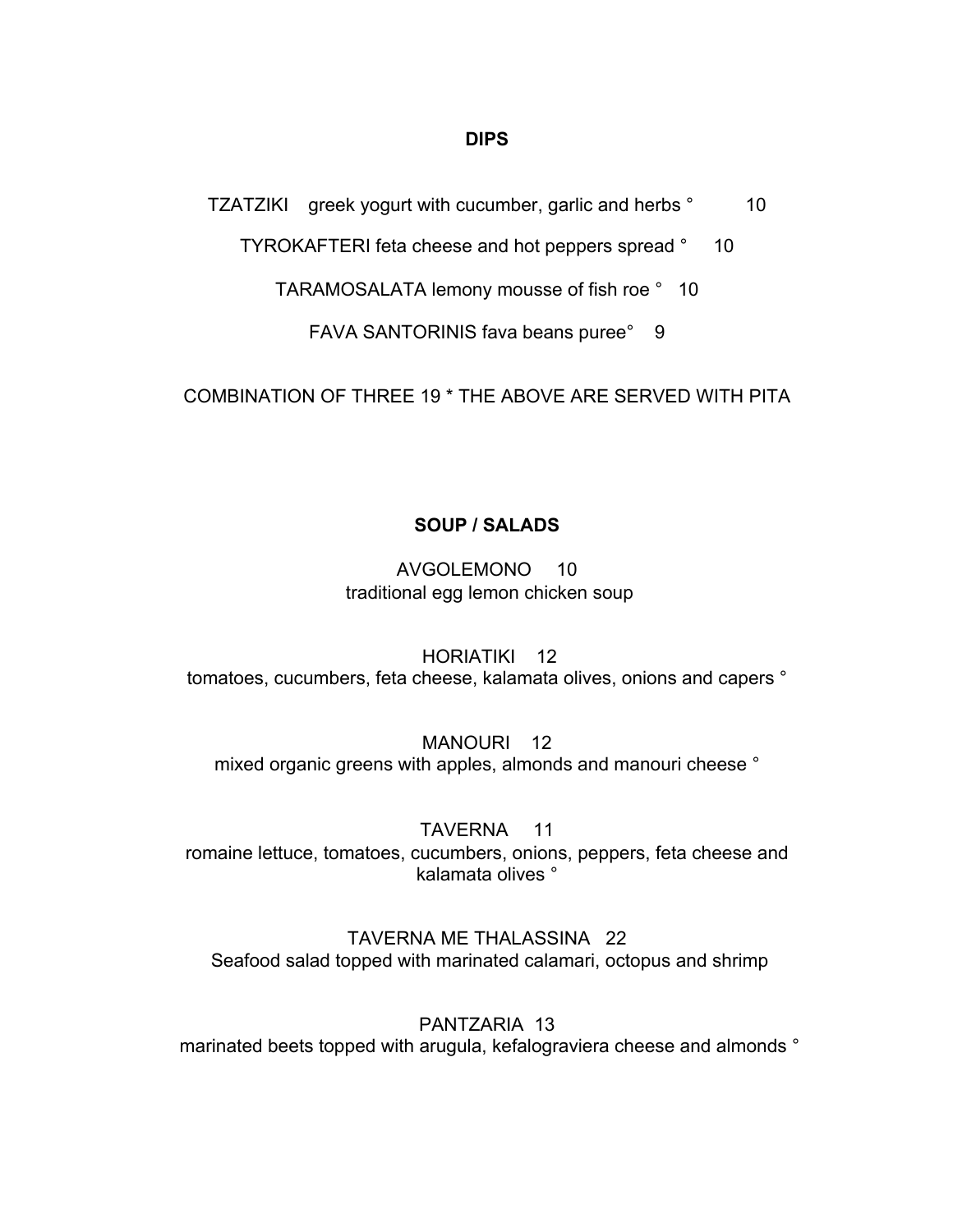## DIPS

TZATZIKI greek yogurt with cucumber, garlic and herbs ° 10

TYROKAFTERI feta cheese and hot peppers spread ° 10

TARAMOSALATA lemony mousse of fish roe ° 10

FAVA SANTORINIS fava beans puree° 9

COMBINATION OF THREE 19 * THE ABOVE ARE SERVED WITH PITA

## SOUP / SALADS

AVGOLEMONO 10
traditional egg lemon chicken soup

HORIATIKI 12
tomatoes, cucumbers, feta cheese, kalamata olives, onions and capers °

MANOURI 12
mixed organic greens with apples, almonds and manouri cheese °

TAVERNA 11
romaine lettuce, tomatoes, cucumbers, onions, peppers, feta cheese and kalamata olives °

TAVERNA ME THALASSINA 22
Seafood salad topped with marinated calamari, octopus and shrimp

PANTZARIA 13
marinated beets topped with arugula, kefalograviera cheese and almonds °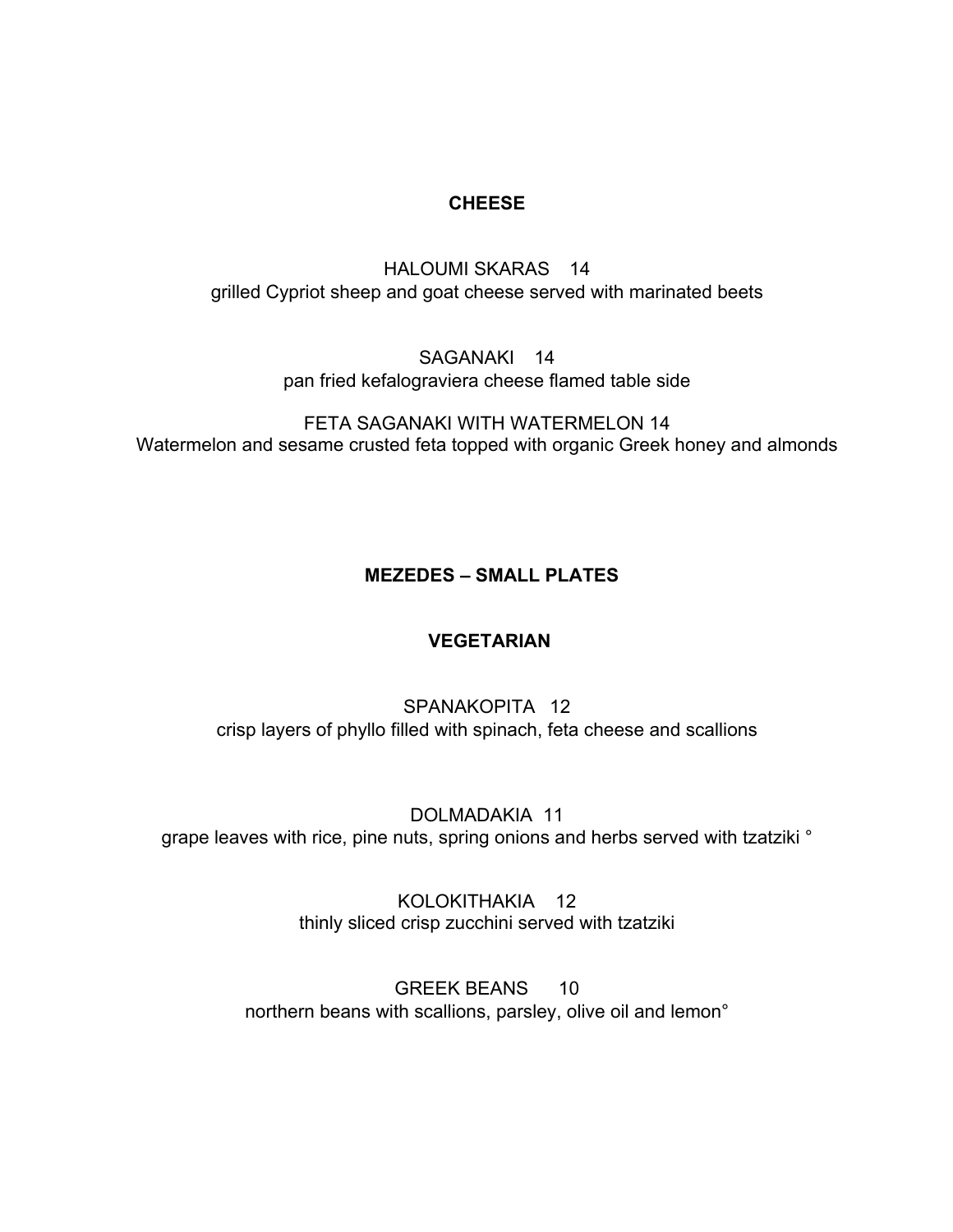## CHEESE

HALOUMI SKARAS 14
grilled Cypriot sheep and goat cheese served with marinated beets

SAGANAKI 14
pan fried kefalograviera cheese flamed table side

FETA SAGANAKI WITH WATERMELON 14
Watermelon and sesame crusted feta topped with organic Greek honey and almonds

## MEZEDES – SMALL PLATES

### VEGETARIAN

SPANAKOPITA 12
crisp layers of phyllo filled with spinach, feta cheese and scallions

DOLMADAKIA 11
grape leaves with rice, pine nuts, spring onions and herbs served with tzatziki °

KOLOKITHAKIA 12
thinly sliced crisp zucchini served with tzatziki

GREEK BEANS 10
northern beans with scallions, parsley, olive oil and lemon°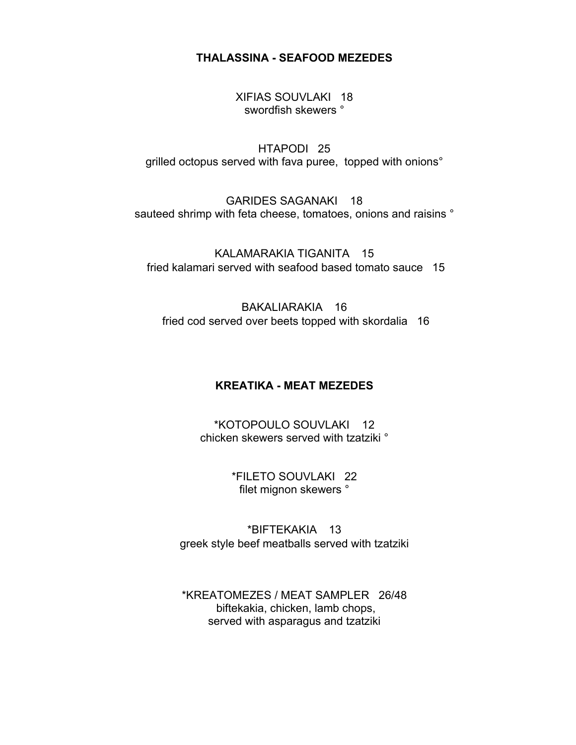## THALASSINA - SEAFOOD MEZEDES

XIFIAS SOUVLAKI 18
swordfish skewers °

HTAPODI 25
grilled octopus served with fava puree, topped with onions°

GARIDES SAGANAKI 18
sauteed shrimp with feta cheese, tomatoes, onions and raisins °

KALAMARAKIA TIGANITA 15
fried kalamari served with seafood based tomato sauce 15

BAKALIARAKIA 16
fried cod served over beets topped with skordalia 16

## KREATIKA - MEAT MEZEDES

*KOTOPOULO SOUVLAKI 12
chicken skewers served with tzatziki °

*FILETO SOUVLAKI 22
filet mignon skewers °

*BIFTEKAKIA 13
greek style beef meatballs served with tzatziki

*KREATOMEZES / MEAT SAMPLER 26/48
biftekakia, chicken, lamb chops,
served with asparagus and tzatziki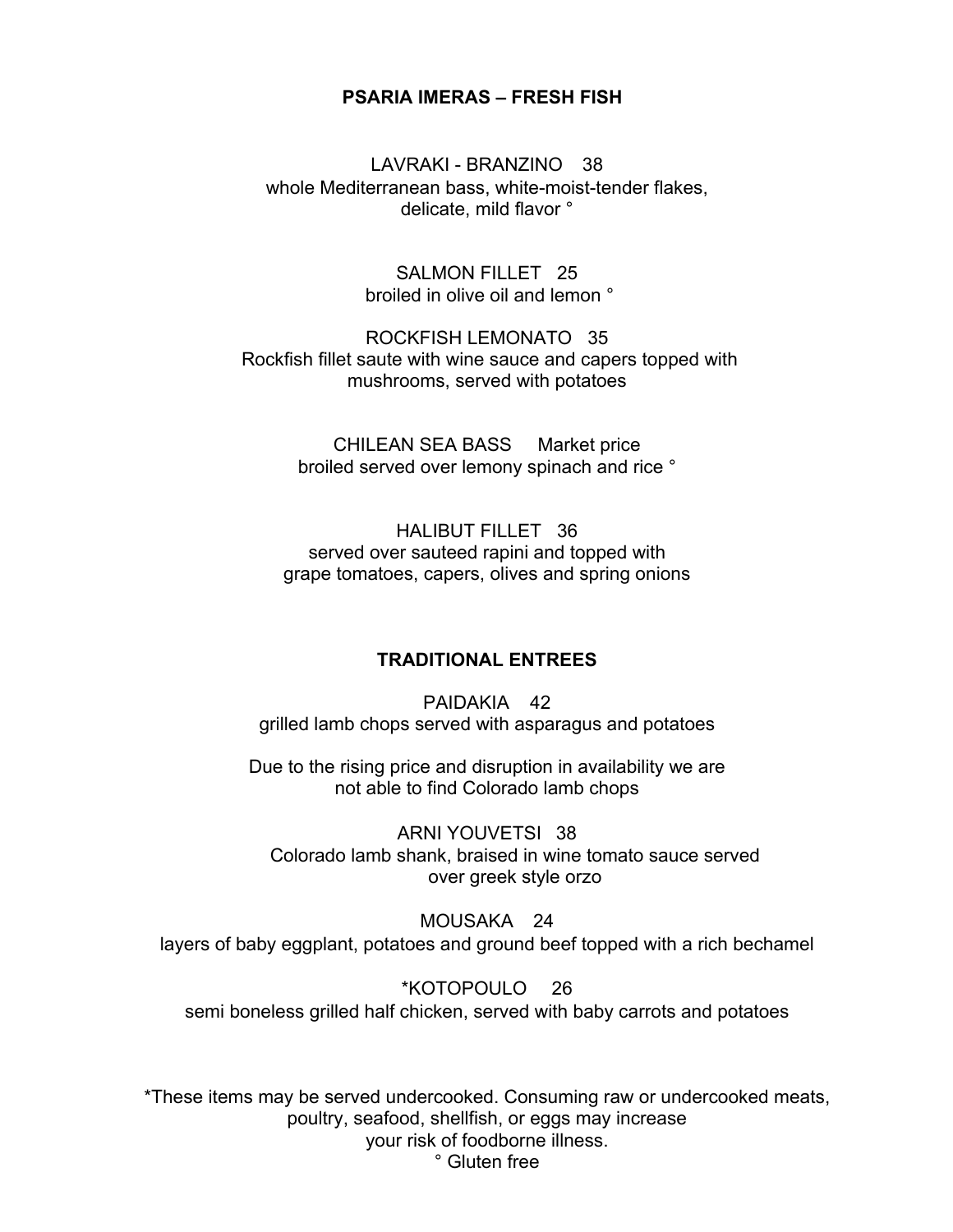## PSARIA IMERAS – FRESH FISH

LAVRAKI - BRANZINO 38
whole Mediterranean bass, white-moist-tender flakes, delicate, mild flavor °

SALMON FILLET 25
broiled in olive oil and lemon °

ROCKFISH LEMONATO 35
Rockfish fillet saute with wine sauce and capers topped with mushrooms, served with potatoes

CHILEAN SEA BASS Market price
broiled served over lemony spinach and rice °

HALIBUT FILLET 36
served over sauteed rapini and topped with grape tomatoes, capers, olives and spring onions

## TRADITIONAL ENTREES

PAIDAKIA 42
grilled lamb chops served with asparagus and potatoes

Due to the rising price and disruption in availability we are not able to find Colorado lamb chops

ARNI YOUVETSI 38
Colorado lamb shank, braised in wine tomato sauce served over greek style orzo

MOUSAKA 24
layers of baby eggplant, potatoes and ground beef topped with a rich bechamel

*KOTOPOULO 26
semi boneless grilled half chicken, served with baby carrots and potatoes

*These items may be served undercooked. Consuming raw or undercooked meats, poultry, seafood, shellfish, or eggs may increase your risk of foodborne illness.

° Gluten free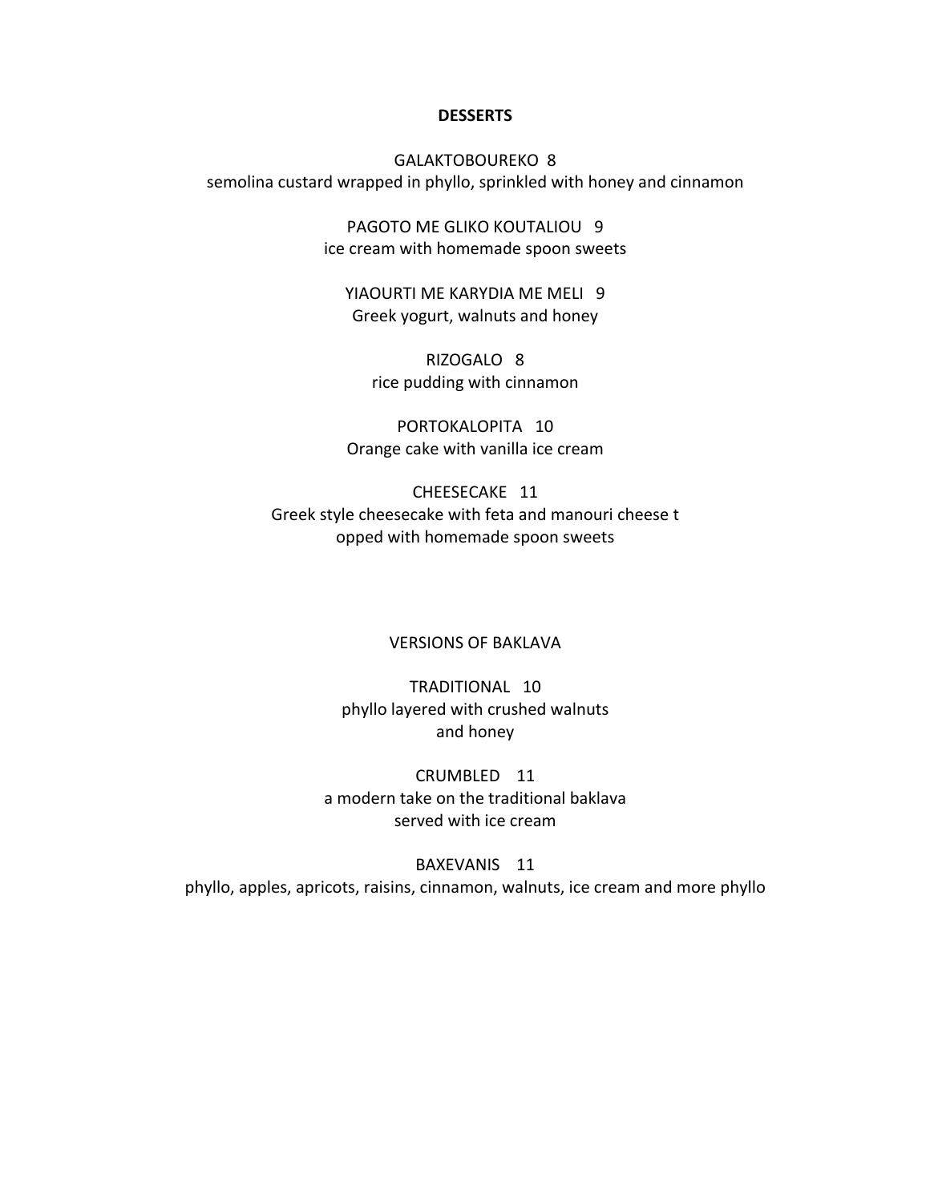# DESSERTS

GALAKTOBOUREKO 8
semolina custard wrapped in phyllo, sprinkled with honey and cinnamon

PAGOTO ME GLIKO KOUTALIOU 9
ice cream with homemade spoon sweets

YIAOURTI ME KARYDIA ME MELI 9
Greek yogurt, walnuts and honey

RIZOGALO 8
rice pudding with cinnamon

PORTOKALOPITA 10
Orange cake with vanilla ice cream

CHEESECAKE 11
Greek style cheesecake with feta and manouri cheese t
opped with homemade spoon sweets

## VERSIONS OF BAKLAVA

TRADITIONAL 10
phyllo layered with crushed walnuts
and honey

CRUMBLED 11
a modern take on the traditional baklava
served with ice cream

BAXEVANIS 11
phyllo, apples, apricots, raisins, cinnamon, walnuts, ice cream and more phyllo